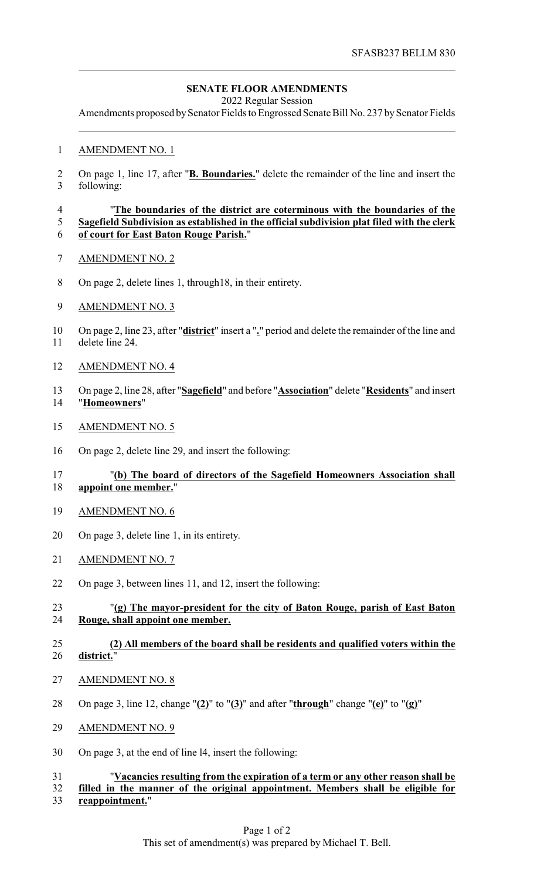SFASB237 BELLM 830

## SENATE FLOOR AMENDMENTS

2022 Regular Session

Amendments proposed by Senator Fields to Engrossed Senate Bill No. 237 by Senator Fields

AMENDMENT NO. 1

On page 1, line 17, after "**B. Boundaries.**" delete the remainder of the line and insert the following:

"**The boundaries of the district are coterminous with the boundaries of the Sagefield Subdivision as established in the official subdivision plat filed with the clerk of court for East Baton Rouge Parish.**"

AMENDMENT NO. 2

On page 2, delete lines 1, through18, in their entirety.

AMENDMENT NO. 3

On page 2, line 23, after "**district**" insert a "**.**" period and delete the remainder of the line and delete line 24.

AMENDMENT NO. 4

On page 2, line 28, after "**Sagefield**" and before "**Association**" delete "**Residents**" and insert "**Homeowners**"

AMENDMENT NO. 5

On page 2, delete line 29, and insert the following:

"**(b) The board of directors of the Sagefield Homeowners Association shall appoint one member.**"

AMENDMENT NO. 6

On page 3, delete line 1, in its entirety.

AMENDMENT NO. 7

On page 3, between lines 11, and 12, insert the following:

"**(g) The mayor-president for the city of Baton Rouge, parish of East Baton Rouge, shall appoint one member.**

**(2) All members of the board shall be residents and qualified voters within the district.**"

AMENDMENT NO. 8

On page 3, line 12, change "**(2)**" to "**(3)**" and after "**through**" change "**(e)**" to "**(g)**"

AMENDMENT NO. 9

On page 3, at the end of line l4, insert the following:

"**Vacancies resulting from the expiration of a term or any other reason shall be filled in the manner of the original appointment. Members shall be eligible for reappointment.**"

This set of amendment(s) was prepared by Michael T. Bell.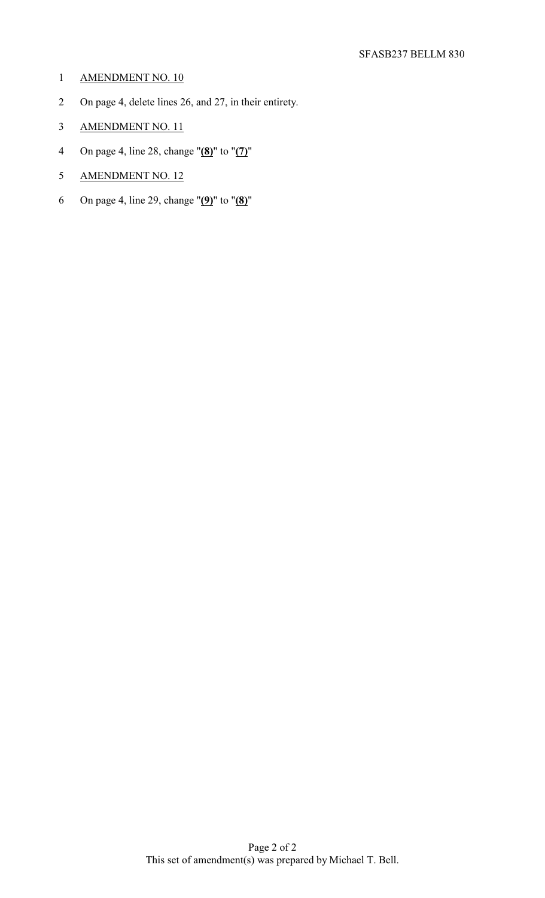AMENDMENT NO. 10

On page 4, delete lines 26, and 27, in their entirety.

AMENDMENT NO. 11

On page 4, line 28, change "**(8)**" to "**(7)**"

AMENDMENT NO. 12

On page 4, line 29, change "**(9)**" to "**(8)**"

This set of amendment(s) was prepared by Michael T. Bell.